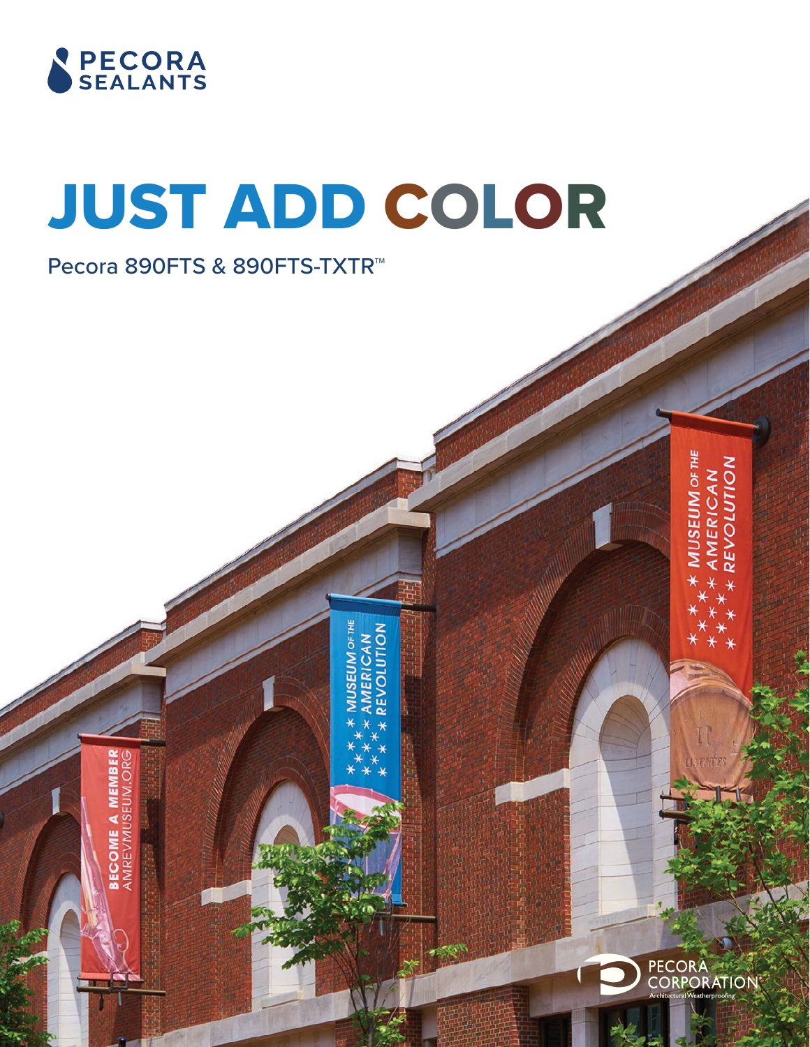PECORA SEALANTS

# JUST ADD COLOR

Pecora 890FTS & 890FTS-TXTR™

PECORA CORPORATION®
Architectural Weatherproofing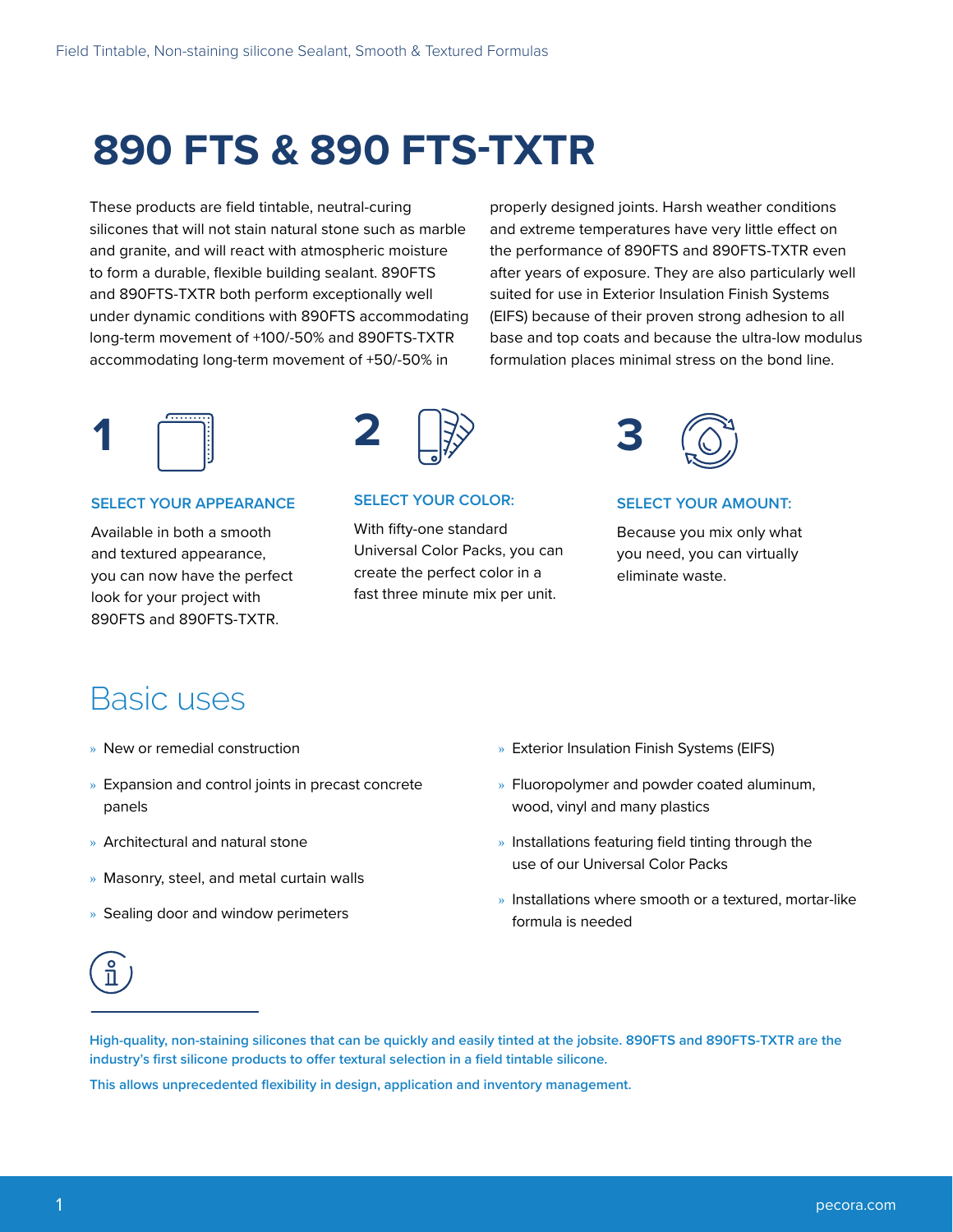# 890 FTS & 890 FTS-TXTR

These products are field tintable, neutral-curing silicones that will not stain natural stone such as marble and granite, and will react with atmospheric moisture to form a durable, flexible building sealant. 890FTS and 890FTS-TXTR both perform exceptionally well under dynamic conditions with 890FTS accommodating long-term movement of +100/-50% and 890FTS-TXTR accommodating long-term movement of +50/-50% in properly designed joints. Harsh weather conditions and extreme temperatures have very little effect on the performance of 890FTS and 890FTS-TXTR even after years of exposure. They are also particularly well suited for use in Exterior Insulation Finish Systems (EIFS) because of their proven strong adhesion to all base and top coats and because the ultra-low modulus formulation places minimal stress on the bond line.

**1**

**SELECT YOUR APPEARANCE**

Available in both a smooth and textured appearance, you can now have the perfect look for your project with 890FTS and 890FTS-TXTR.

**2**

**SELECT YOUR COLOR:**

With fifty-one standard Universal Color Packs, you can create the perfect color in a fast three minute mix per unit.

**3**

**SELECT YOUR AMOUNT:**

Because you mix only what you need, you can virtually eliminate waste.

## Basic uses

- New or remedial construction
- Expansion and control joints in precast concrete panels
- Architectural and natural stone
- Masonry, steel, and metal curtain walls
- Sealing door and window perimeters
- Exterior Insulation Finish Systems (EIFS)
- Fluoropolymer and powder coated aluminum, wood, vinyl and many plastics
- Installations featuring field tinting through the use of our Universal Color Packs
- Installations where smooth or a textured, mortar-like formula is needed

**High-quality, non-staining silicones that can be quickly and easily tinted at the jobsite. 890FTS and 890FTS-TXTR are the industry's first silicone products to offer textural selection in a field tintable silicone.**

**This allows unprecedented flexibility in design, application and inventory management.**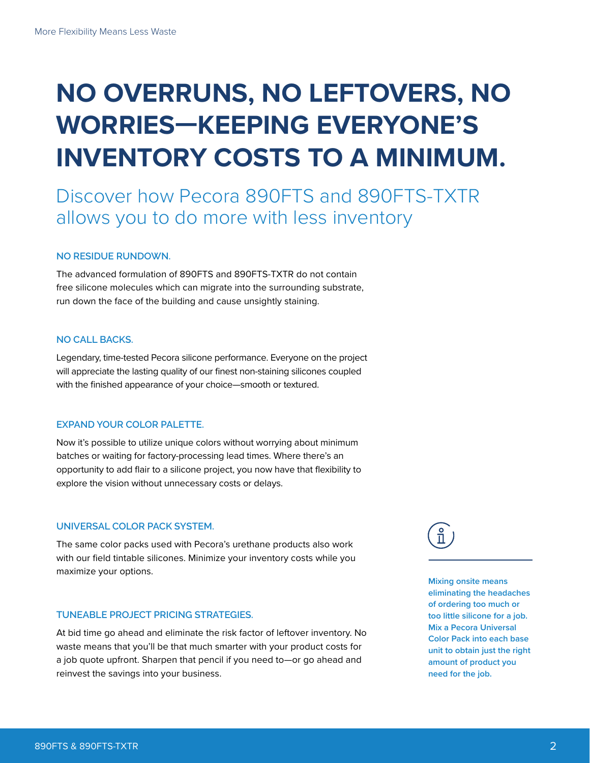# NO OVERRUNS, NO LEFTOVERS, NO WORRIES—KEEPING EVERYONE'S INVENTORY COSTS TO A MINIMUM.

## Discover how Pecora 890FTS and 890FTS-TXTR allows you to do more with less inventory

### NO RESIDUE RUNDOWN.

The advanced formulation of 890FTS and 890FTS-TXTR do not contain free silicone molecules which can migrate into the surrounding substrate, run down the face of the building and cause unsightly staining.

### NO CALL BACKS.

Legendary, time-tested Pecora silicone performance. Everyone on the project will appreciate the lasting quality of our finest non-staining silicones coupled with the finished appearance of your choice—smooth or textured.

### EXPAND YOUR COLOR PALETTE.

Now it's possible to utilize unique colors without worrying about minimum batches or waiting for factory-processing lead times. Where there's an opportunity to add flair to a silicone project, you now have that flexibility to explore the vision without unnecessary costs or delays.

### UNIVERSAL COLOR PACK SYSTEM.

The same color packs used with Pecora's urethane products also work with our field tintable silicones. Minimize your inventory costs while you maximize your options.

### TUNEABLE PROJECT PRICING STRATEGIES.

At bid time go ahead and eliminate the risk factor of leftover inventory. No waste means that you'll be that much smarter with your product costs for a job quote upfront. Sharpen that pencil if you need to—or go ahead and reinvest the savings into your business.

**Mixing onsite means eliminating the headaches of ordering too much or too little silicone for a job. Mix a Pecora Universal Color Pack into each base unit to obtain just the right amount of product you need for the job.**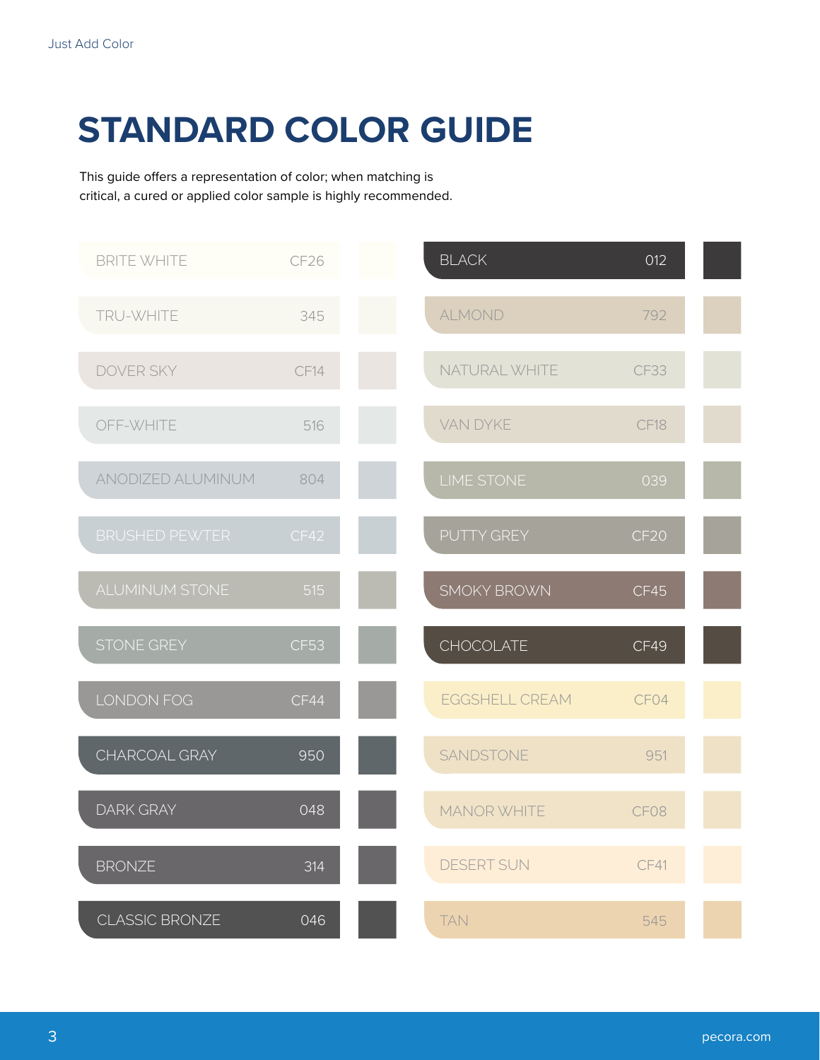# STANDARD COLOR GUIDE

This guide offers a representation of color; when matching is critical, a cured or applied color sample is highly recommended.

| Color | Code |
| --- | --- |
| BRITE WHITE | CF26 |
| TRU-WHITE | 345 |
| DOVER SKY | CF14 |
| OFF-WHITE | 516 |
| ANODIZED ALUMINUM | 804 |
| BRUSHED PEWTER | CF42 |
| ALUMINUM STONE | 515 |
| STONE GREY | CF53 |
| LONDON FOG | CF44 |
| CHARCOAL GRAY | 950 |
| DARK GRAY | 048 |
| BRONZE | 314 |
| CLASSIC BRONZE | 046 |
| BLACK | 012 |
| ALMOND | 792 |
| NATURAL WHITE | CF33 |
| VAN DYKE | CF18 |
| LIME STONE | 039 |
| PUTTY GREY | CF20 |
| SMOKY BROWN | CF45 |
| CHOCOLATE | CF49 |
| EGGSHELL CREAM | CF04 |
| SANDSTONE | 951 |
| MANOR WHITE | CF08 |
| DESERT SUN | CF41 |
| TAN | 545 |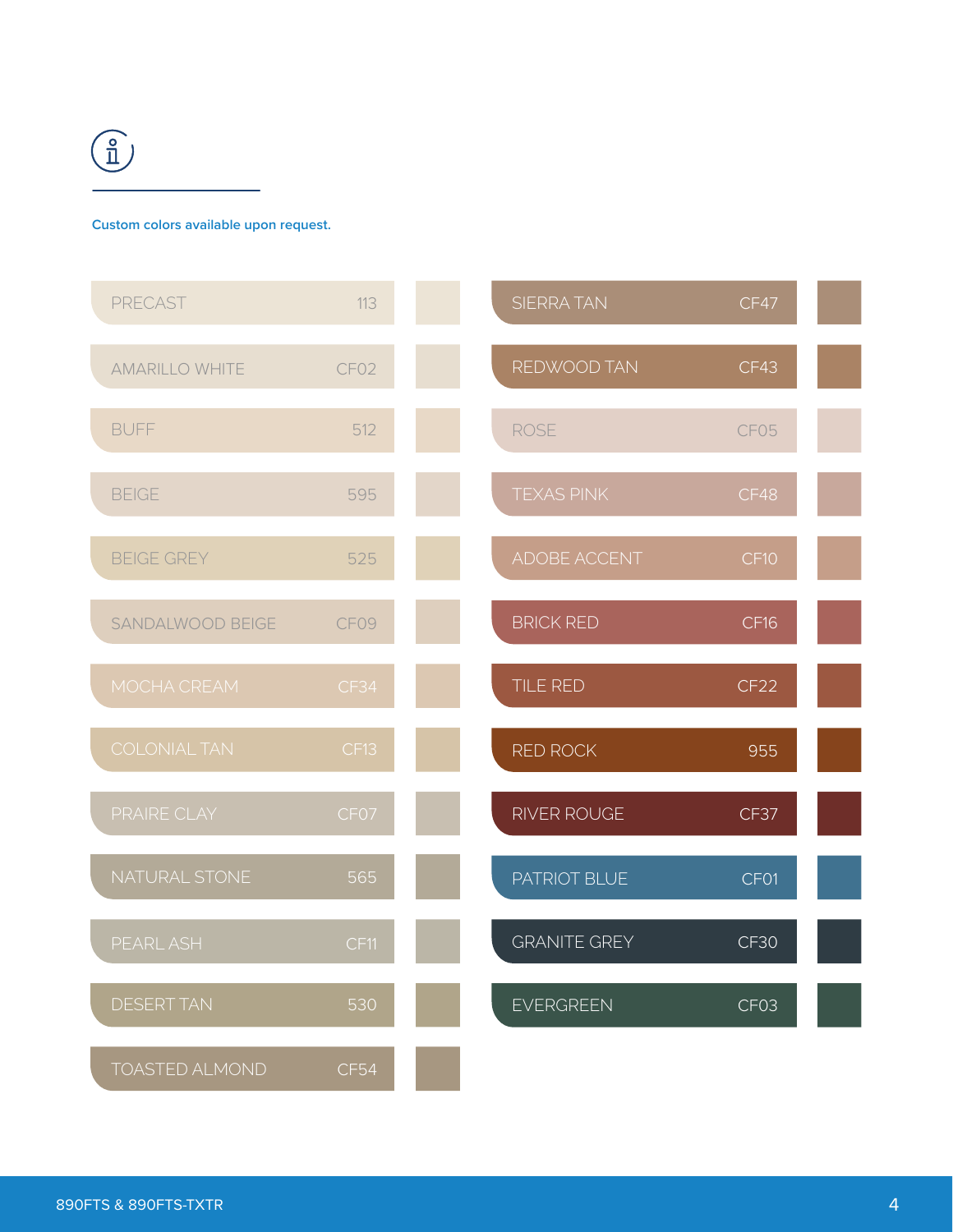Custom colors available upon request.

| Color | Code |
| --- | --- |
| PRECAST | 113 |
| AMARILLO WHITE | CF02 |
| BUFF | 512 |
| BEIGE | 595 |
| BEIGE GREY | 525 |
| SANDALWOOD BEIGE | CF09 |
| MOCHA CREAM | CF34 |
| COLONIAL TAN | CF13 |
| PRAIRE CLAY | CF07 |
| NATURAL STONE | 565 |
| PEARL ASH | CF11 |
| DESERT TAN | 530 |
| TOASTED ALMOND | CF54 |
| SIERRA TAN | CF47 |
| REDWOOD TAN | CF43 |
| ROSE | CF05 |
| TEXAS PINK | CF48 |
| ADOBE ACCENT | CF10 |
| BRICK RED | CF16 |
| TILE RED | CF22 |
| RED ROCK | 955 |
| RIVER ROUGE | CF37 |
| PATRIOT BLUE | CF01 |
| GRANITE GREY | CF30 |
| EVERGREEN | CF03 |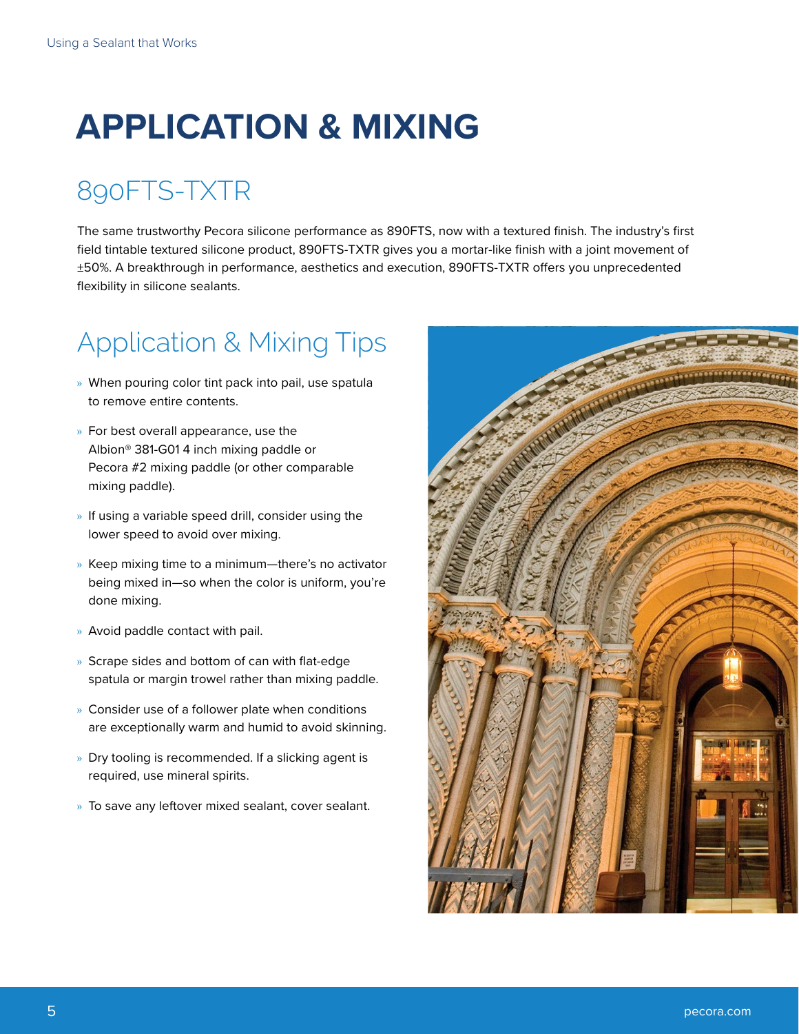# APPLICATION & MIXING

## 890FTS-TXTR

The same trustworthy Pecora silicone performance as 890FTS, now with a textured finish. The industry's first field tintable textured silicone product, 890FTS-TXTR gives you a mortar-like finish with a joint movement of ±50%. A breakthrough in performance, aesthetics and execution, 890FTS-TXTR offers you unprecedented flexibility in silicone sealants.

## Application & Mixing Tips

- When pouring color tint pack into pail, use spatula to remove entire contents.
- For best overall appearance, use the Albion® 381-G01 4 inch mixing paddle or Pecora #2 mixing paddle (or other comparable mixing paddle).
- If using a variable speed drill, consider using the lower speed to avoid over mixing.
- Keep mixing time to a minimum—there's no activator being mixed in—so when the color is uniform, you're done mixing.
- Avoid paddle contact with pail.
- Scrape sides and bottom of can with flat-edge spatula or margin trowel rather than mixing paddle.
- Consider use of a follower plate when conditions are exceptionally warm and humid to avoid skinning.
- Dry tooling is recommended. If a slicking agent is required, use mineral spirits.
- To save any leftover mixed sealant, cover sealant.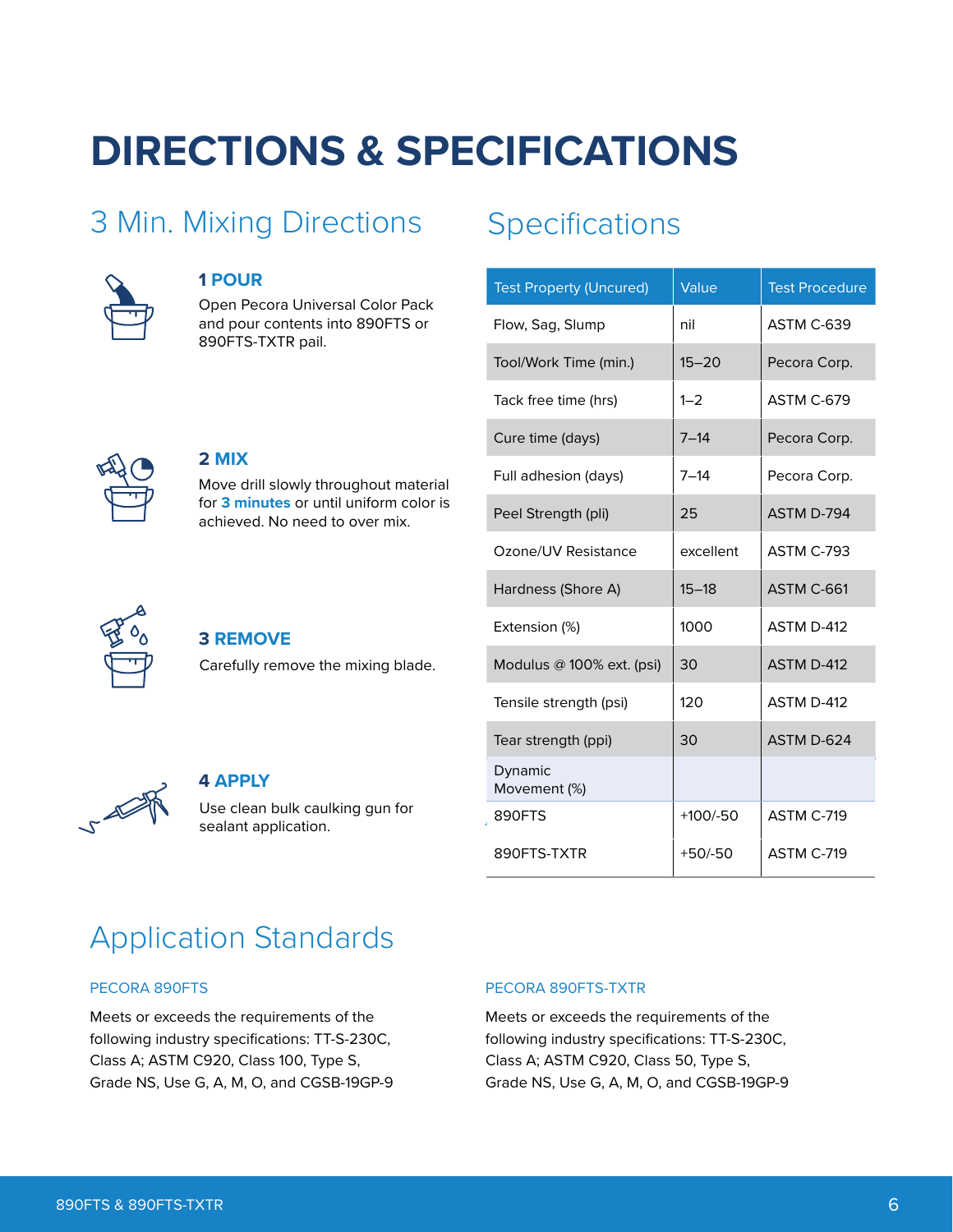# DIRECTIONS & SPECIFICATIONS

## 3 Min. Mixing Directions

### 1 POUR

Open Pecora Universal Color Pack and pour contents into 890FTS or 890FTS-TXTR pail.

### 2 MIX

Move drill slowly throughout material for **3 minutes** or until uniform color is achieved. No need to over mix.

### 3 REMOVE

Carefully remove the mixing blade.

### 4 APPLY

Use clean bulk caulking gun for sealant application.

## Specifications

| Test Property (Uncured) | Value | Test Procedure |
|---|---|---|
| Flow, Sag, Slump | nil | ASTM C-639 |
| Tool/Work Time (min.) | 15–20 | Pecora Corp. |
| Tack free time (hrs) | 1–2 | ASTM C-679 |
| Cure time (days) | 7–14 | Pecora Corp. |
| Full adhesion (days) | 7–14 | Pecora Corp. |
| Peel Strength (pli) | 25 | ASTM D-794 |
| Ozone/UV Resistance | excellent | ASTM C-793 |
| Hardness (Shore A) | 15–18 | ASTM C-661 |
| Extension (%) | 1000 | ASTM D-412 |
| Modulus @ 100% ext. (psi) | 30 | ASTM D-412 |
| Tensile strength (psi) | 120 | ASTM D-412 |
| Tear strength (ppi) | 30 | ASTM D-624 |
| Dynamic Movement (%) | | |
| 890FTS | +100/-50 | ASTM C-719 |
| 890FTS-TXTR | +50/-50 | ASTM C-719 |

## Application Standards

### PECORA 890FTS

Meets or exceeds the requirements of the following industry specifications: TT-S-230C, Class A; ASTM C920, Class 100, Type S, Grade NS, Use G, A, M, O, and CGSB-19GP-9

### PECORA 890FTS-TXTR

Meets or exceeds the requirements of the following industry specifications: TT-S-230C, Class A; ASTM C920, Class 50, Type S, Grade NS, Use G, A, M, O, and CGSB-19GP-9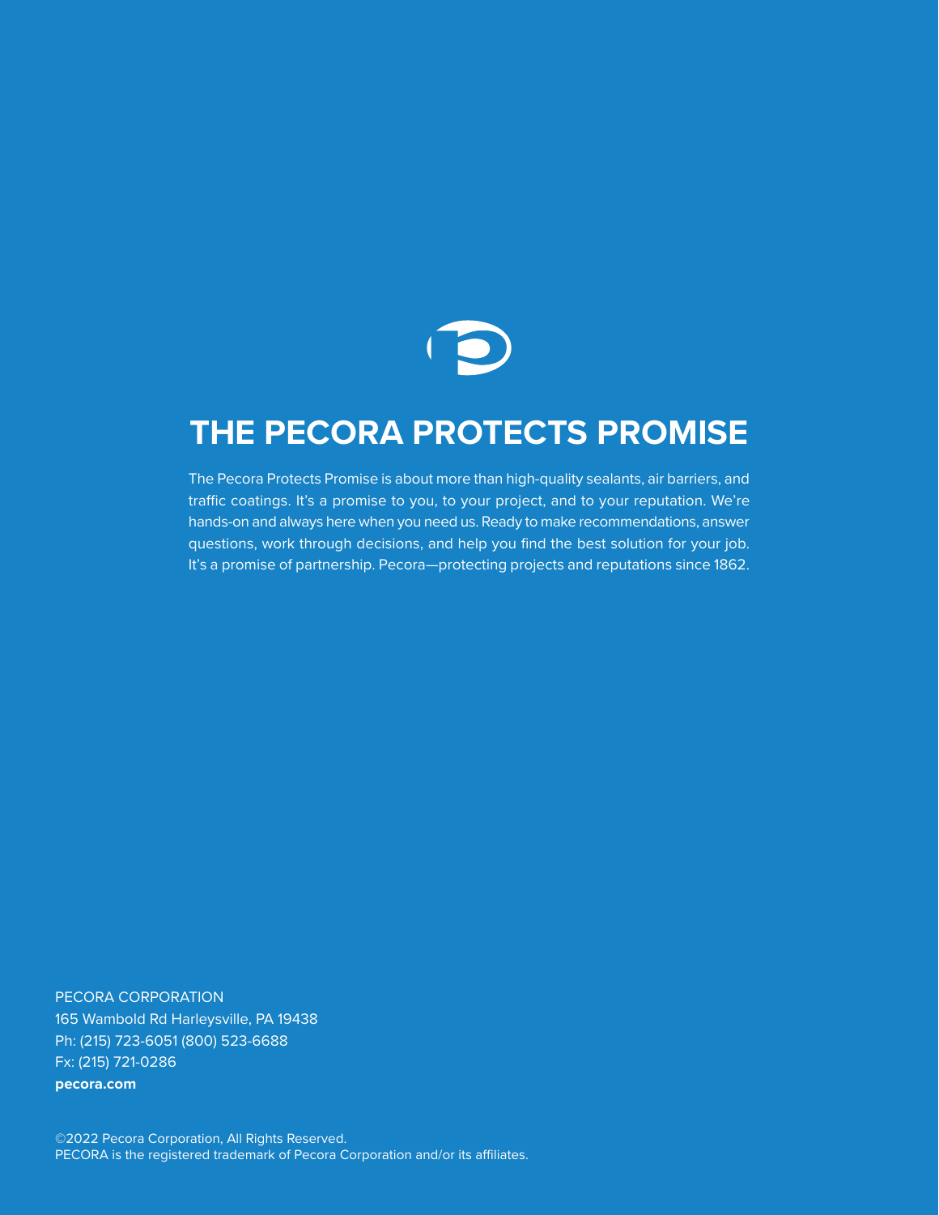# THE PECORA PROTECTS PROMISE

The Pecora Protects Promise is about more than high-quality sealants, air barriers, and traffic coatings. It's a promise to you, to your project, and to your reputation. We're hands-on and always here when you need us. Ready to make recommendations, answer questions, work through decisions, and help you find the best solution for your job. It's a promise of partnership. Pecora—protecting projects and reputations since 1862.

PECORA CORPORATION
165 Wambold Rd Harleysville, PA 19438
Ph: (215) 723-6051 (800) 523-6688
Fx: (215) 721-0286
**pecora.com**

©2022 Pecora Corporation, All Rights Reserved.
PECORA is the registered trademark of Pecora Corporation and/or its affiliates.